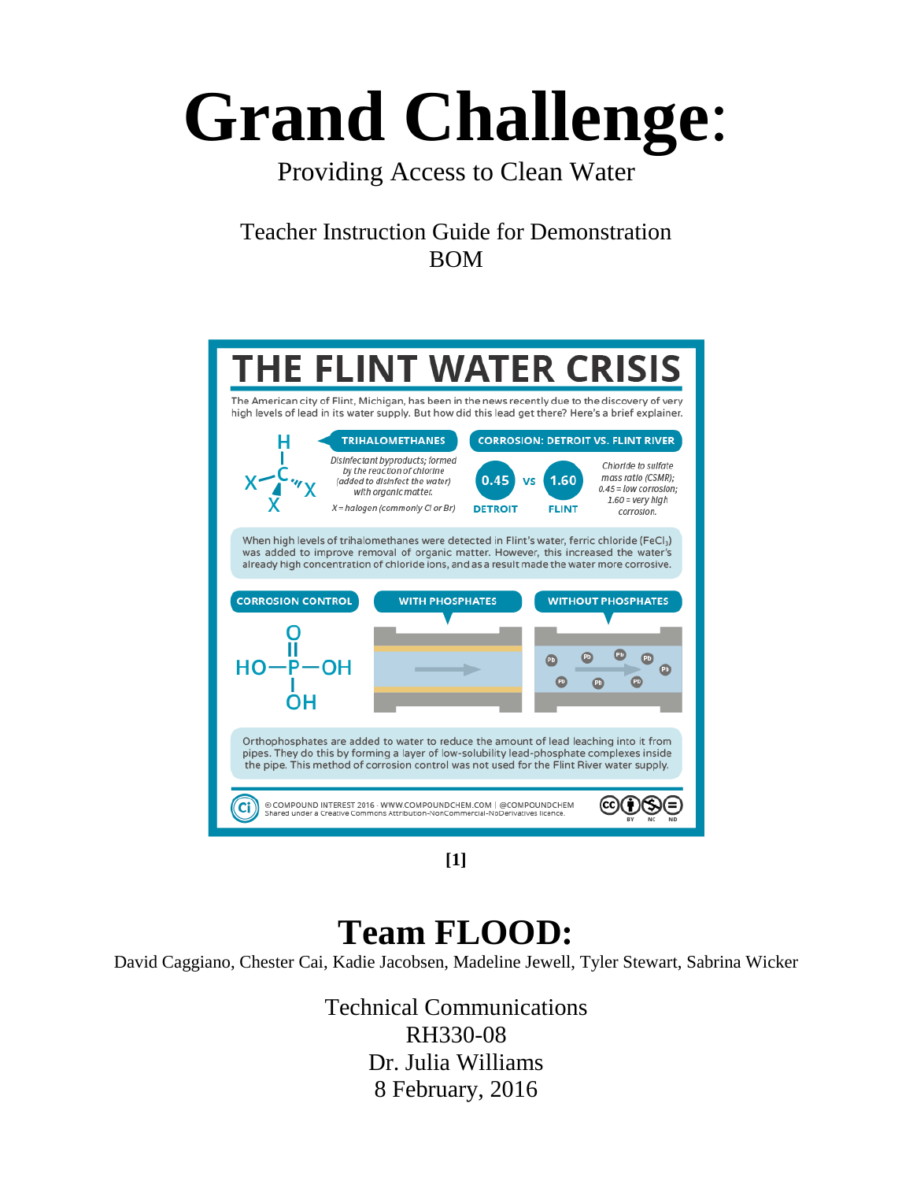# Grand Challenge:

Providing Access to Clean Water

Teacher Instruction Guide for Demonstration
BOM

## THE FLINT WATER CRISIS

The American city of Flint, Michigan, has been in the news recently due to the discovery of very high levels of lead in its water supply. But how did this lead get there? Here's a brief explainer.

**TRIHALOMETHANES**

*Disinfectant byproducts; formed by the reaction of chlorine (added to disinfect the water) with organic matter.*

*X = halogen (commonly Cl or Br)*

**CORROSION: DETROIT VS. FLINT RIVER**

0.45 DETROIT vs 1.60 FLINT

*Chloride to sulfate mass ratio (CSMR); 0.45 = low corrosion; 1.60 = very high corrosion.*

When high levels of trihalomethanes were detected in Flint's water, ferric chloride ($FeCl_3$) was added to improve removal of organic matter. However, this increased the water's already high concentration of chloride ions, and as a result made the water more corrosive.

**CORROSION CONTROL** | **WITH PHOSPHATES** | **WITHOUT PHOSPHATES**

Orthophosphates are added to water to reduce the amount of lead leaching into it from pipes. They do this by forming a layer of low-solubility lead-phosphate complexes inside the pipe. This method of corrosion control was not used for the Flint River water supply.

© COMPOUND INTEREST 2016 · WWW.COMPOUNDCHEM.COM | @COMPOUNDCHEM
Shared under a Creative Commons Attribution-NonCommercial-NoDerivatives licence.

**[1]**

# Team FLOOD:

David Caggiano, Chester Cai, Kadie Jacobsen, Madeline Jewell, Tyler Stewart, Sabrina Wicker

Technical Communications
RH330-08
Dr. Julia Williams
8 February, 2016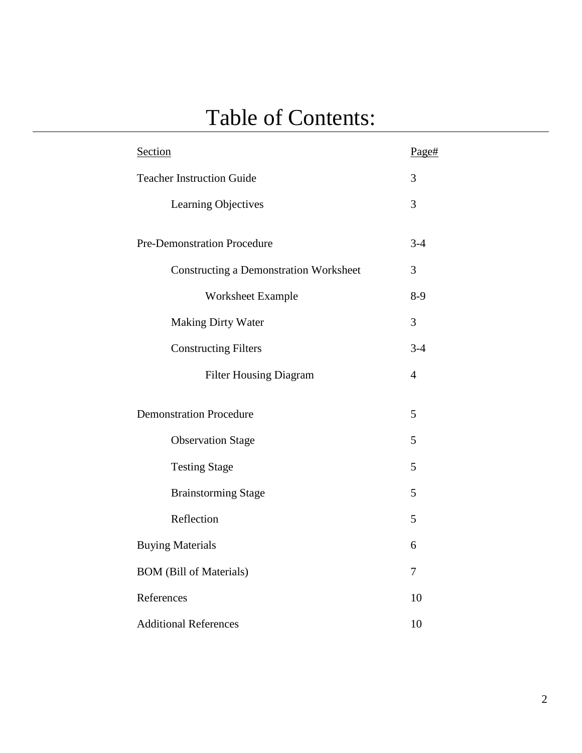# Table of Contents:

| Section | Page# |
|---|---|
| Teacher Instruction Guide | 3 |
| &nbsp;&nbsp;&nbsp;&nbsp;Learning Objectives | 3 |
| Pre-Demonstration Procedure | 3-4 |
| &nbsp;&nbsp;&nbsp;&nbsp;Constructing a Demonstration Worksheet | 3 |
| &nbsp;&nbsp;&nbsp;&nbsp;&nbsp;&nbsp;&nbsp;&nbsp;Worksheet Example | 8-9 |
| &nbsp;&nbsp;&nbsp;&nbsp;Making Dirty Water | 3 |
| &nbsp;&nbsp;&nbsp;&nbsp;Constructing Filters | 3-4 |
| &nbsp;&nbsp;&nbsp;&nbsp;&nbsp;&nbsp;&nbsp;&nbsp;Filter Housing Diagram | 4 |
| Demonstration Procedure | 5 |
| &nbsp;&nbsp;&nbsp;&nbsp;Observation Stage | 5 |
| &nbsp;&nbsp;&nbsp;&nbsp;Testing Stage | 5 |
| &nbsp;&nbsp;&nbsp;&nbsp;Brainstorming Stage | 5 |
| &nbsp;&nbsp;&nbsp;&nbsp;Reflection | 5 |
| Buying Materials | 6 |
| BOM (Bill of Materials) | 7 |
| References | 10 |
| Additional References | 10 |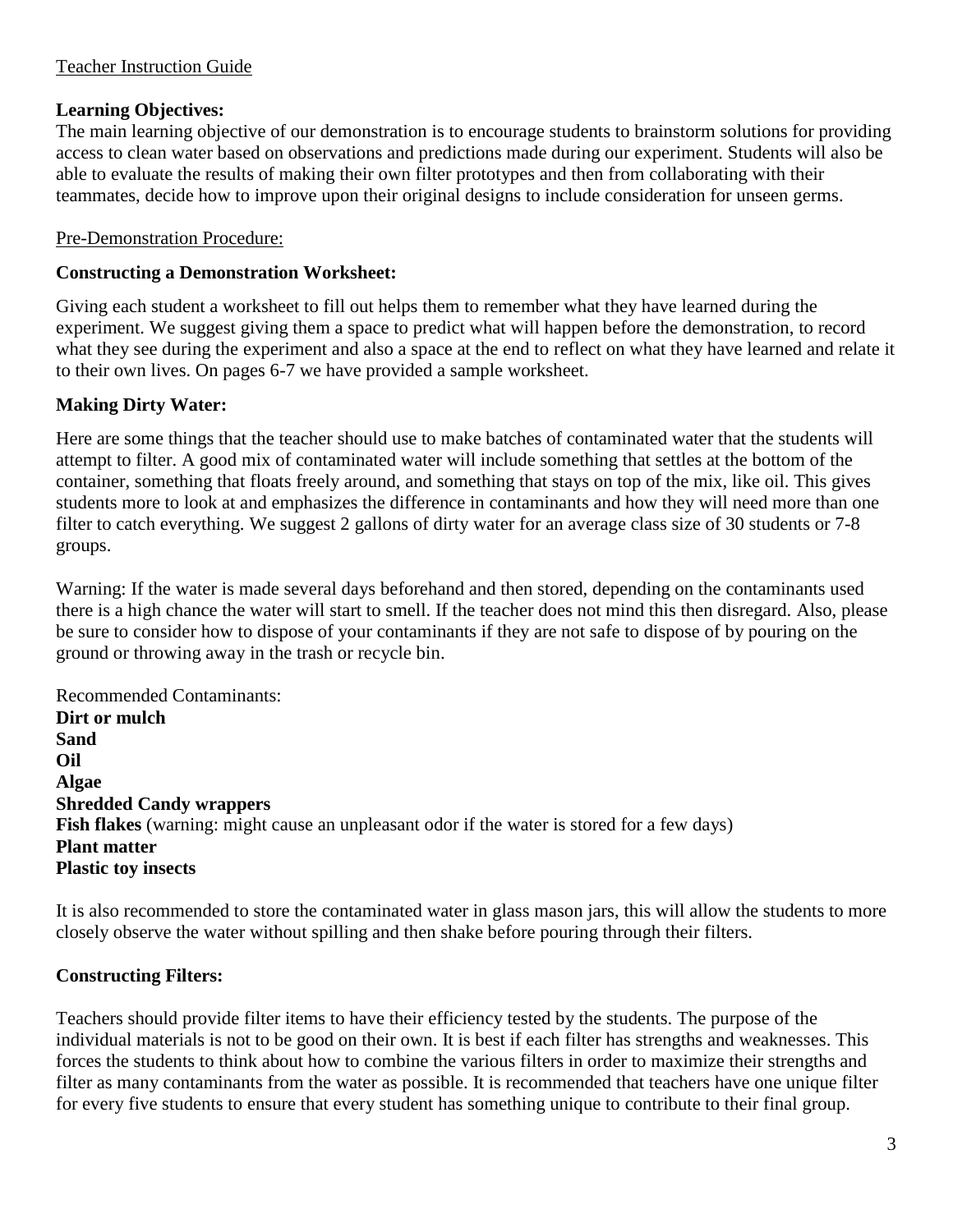Teacher Instruction Guide

**Learning Objectives:**
The main learning objective of our demonstration is to encourage students to brainstorm solutions for providing access to clean water based on observations and predictions made during our experiment. Students will also be able to evaluate the results of making their own filter prototypes and then from collaborating with their teammates, decide how to improve upon their original designs to include consideration for unseen germs.

Pre-Demonstration Procedure:

**Constructing a Demonstration Worksheet:**

Giving each student a worksheet to fill out helps them to remember what they have learned during the experiment. We suggest giving them a space to predict what will happen before the demonstration, to record what they see during the experiment and also a space at the end to reflect on what they have learned and relate it to their own lives. On pages 6-7 we have provided a sample worksheet.

**Making Dirty Water:**

Here are some things that the teacher should use to make batches of contaminated water that the students will attempt to filter. A good mix of contaminated water will include something that settles at the bottom of the container, something that floats freely around, and something that stays on top of the mix, like oil. This gives students more to look at and emphasizes the difference in contaminants and how they will need more than one filter to catch everything. We suggest 2 gallons of dirty water for an average class size of 30 students or 7-8 groups.

Warning: If the water is made several days beforehand and then stored, depending on the contaminants used there is a high chance the water will start to smell. If the teacher does not mind this then disregard. Also, please be sure to consider how to dispose of your contaminants if they are not safe to dispose of by pouring on the ground or throwing away in the trash or recycle bin.

Recommended Contaminants:
**Dirt or mulch**
**Sand**
**Oil**
**Algae**
**Shredded Candy wrappers**
**Fish flakes** (warning: might cause an unpleasant odor if the water is stored for a few days)
**Plant matter**
**Plastic toy insects**

It is also recommended to store the contaminated water in glass mason jars, this will allow the students to more closely observe the water without spilling and then shake before pouring through their filters.

**Constructing Filters:**

Teachers should provide filter items to have their efficiency tested by the students. The purpose of the individual materials is not to be good on their own. It is best if each filter has strengths and weaknesses. This forces the students to think about how to combine the various filters in order to maximize their strengths and filter as many contaminants from the water as possible. It is recommended that teachers have one unique filter for every five students to ensure that every student has something unique to contribute to their final group.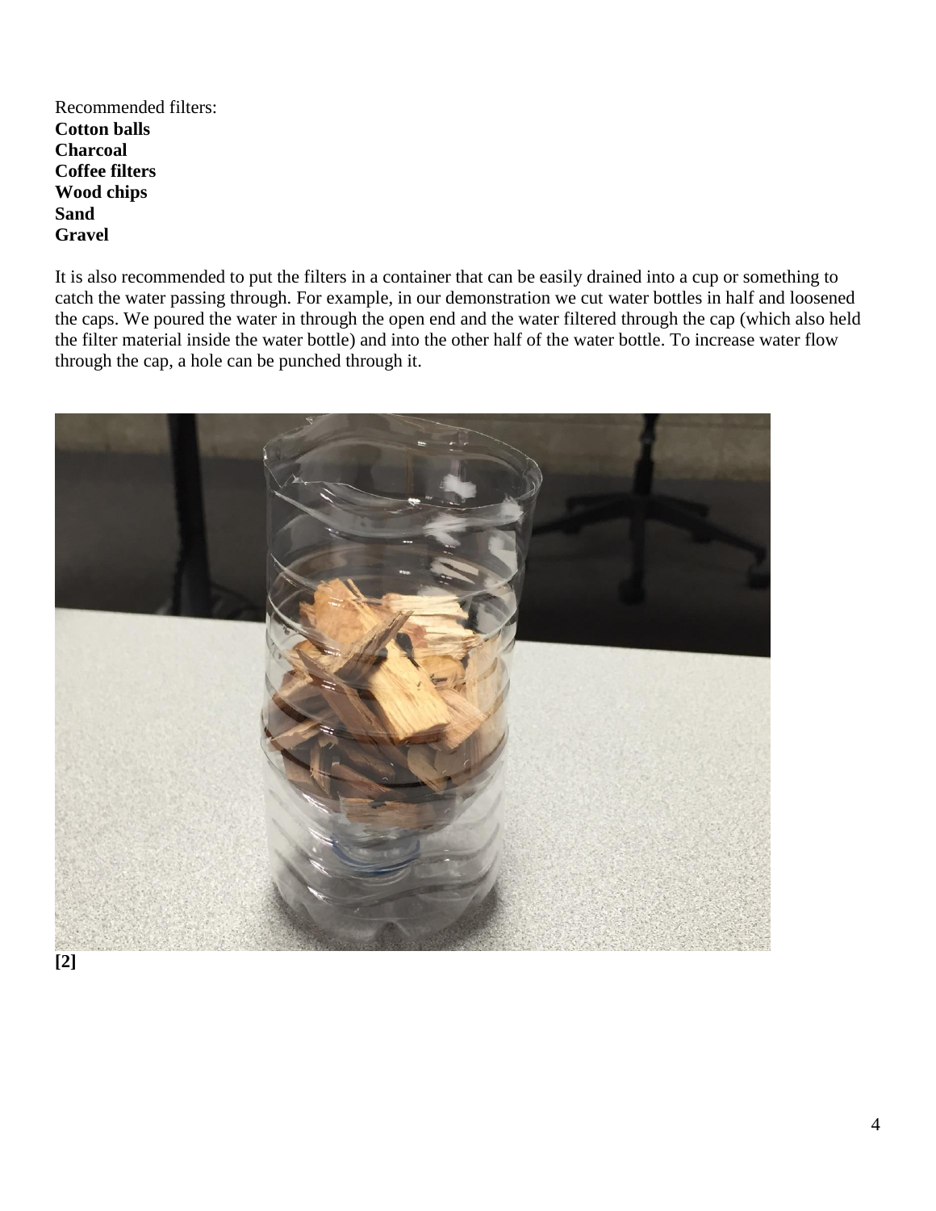Recommended filters:
**Cotton balls**
**Charcoal**
**Coffee filters**
**Wood chips**
**Sand**
**Gravel**

It is also recommended to put the filters in a container that can be easily drained into a cup or something to catch the water passing through. For example, in our demonstration we cut water bottles in half and loosened the caps. We poured the water in through the open end and the water filtered through the cap (which also held the filter material inside the water bottle) and into the other half of the water bottle. To increase water flow through the cap, a hole can be punched through it.

**[2]**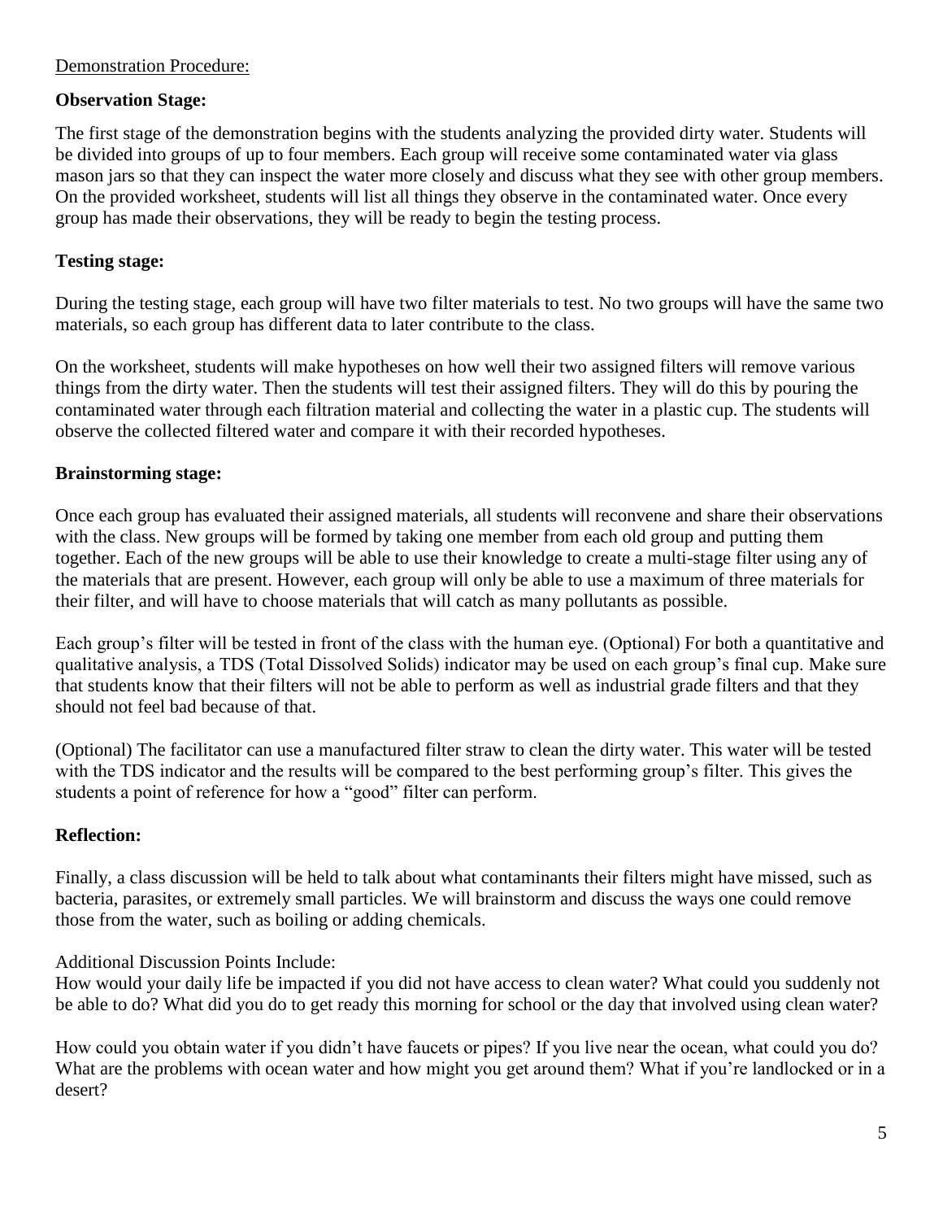Demonstration Procedure:

**Observation Stage:**

The first stage of the demonstration begins with the students analyzing the provided dirty water. Students will be divided into groups of up to four members. Each group will receive some contaminated water via glass mason jars so that they can inspect the water more closely and discuss what they see with other group members. On the provided worksheet, students will list all things they observe in the contaminated water. Once every group has made their observations, they will be ready to begin the testing process.

**Testing stage:**

During the testing stage, each group will have two filter materials to test. No two groups will have the same two materials, so each group has different data to later contribute to the class.

On the worksheet, students will make hypotheses on how well their two assigned filters will remove various things from the dirty water. Then the students will test their assigned filters. They will do this by pouring the contaminated water through each filtration material and collecting the water in a plastic cup. The students will observe the collected filtered water and compare it with their recorded hypotheses.

**Brainstorming stage:**

Once each group has evaluated their assigned materials, all students will reconvene and share their observations with the class. New groups will be formed by taking one member from each old group and putting them together. Each of the new groups will be able to use their knowledge to create a multi-stage filter using any of the materials that are present. However, each group will only be able to use a maximum of three materials for their filter, and will have to choose materials that will catch as many pollutants as possible.

Each group's filter will be tested in front of the class with the human eye. (Optional) For both a quantitative and qualitative analysis, a TDS (Total Dissolved Solids) indicator may be used on each group's final cup. Make sure that students know that their filters will not be able to perform as well as industrial grade filters and that they should not feel bad because of that.

(Optional) The facilitator can use a manufactured filter straw to clean the dirty water. This water will be tested with the TDS indicator and the results will be compared to the best performing group's filter. This gives the students a point of reference for how a "good" filter can perform.

**Reflection:**

Finally, a class discussion will be held to talk about what contaminants their filters might have missed, such as bacteria, parasites, or extremely small particles. We will brainstorm and discuss the ways one could remove those from the water, such as boiling or adding chemicals.

Additional Discussion Points Include:

How would your daily life be impacted if you did not have access to clean water? What could you suddenly not be able to do? What did you do to get ready this morning for school or the day that involved using clean water?

How could you obtain water if you didn't have faucets or pipes? If you live near the ocean, what could you do? What are the problems with ocean water and how might you get around them? What if you're landlocked or in a desert?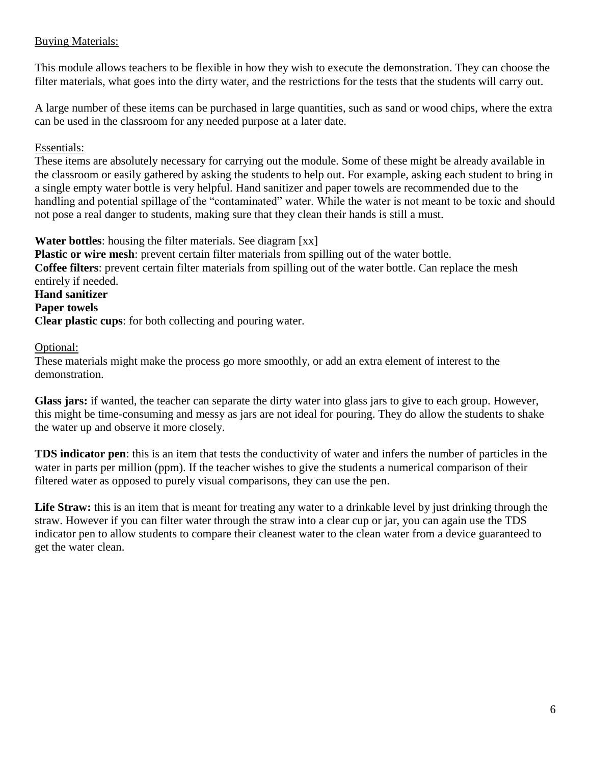## Buying Materials:

This module allows teachers to be flexible in how they wish to execute the demonstration. They can choose the filter materials, what goes into the dirty water, and the restrictions for the tests that the students will carry out.

A large number of these items can be purchased in large quantities, such as sand or wood chips, where the extra can be used in the classroom for any needed purpose at a later date.

### Essentials:

These items are absolutely necessary for carrying out the module. Some of these might be already available in the classroom or easily gathered by asking the students to help out. For example, asking each student to bring in a single empty water bottle is very helpful. Hand sanitizer and paper towels are recommended due to the handling and potential spillage of the "contaminated" water. While the water is not meant to be toxic and should not pose a real danger to students, making sure that they clean their hands is still a must.

**Water bottles**: housing the filter materials. See diagram [xx]
**Plastic or wire mesh**: prevent certain filter materials from spilling out of the water bottle.
**Coffee filters**: prevent certain filter materials from spilling out of the water bottle. Can replace the mesh entirely if needed.
**Hand sanitizer**
**Paper towels**
**Clear plastic cups**: for both collecting and pouring water.

### Optional:

These materials might make the process go more smoothly, or add an extra element of interest to the demonstration.

**Glass jars:** if wanted, the teacher can separate the dirty water into glass jars to give to each group. However, this might be time-consuming and messy as jars are not ideal for pouring. They do allow the students to shake the water up and observe it more closely.

**TDS indicator pen**: this is an item that tests the conductivity of water and infers the number of particles in the water in parts per million (ppm). If the teacher wishes to give the students a numerical comparison of their filtered water as opposed to purely visual comparisons, they can use the pen.

**Life Straw:** this is an item that is meant for treating any water to a drinkable level by just drinking through the straw. However if you can filter water through the straw into a clear cup or jar, you can again use the TDS indicator pen to allow students to compare their cleanest water to the clean water from a device guaranteed to get the water clean.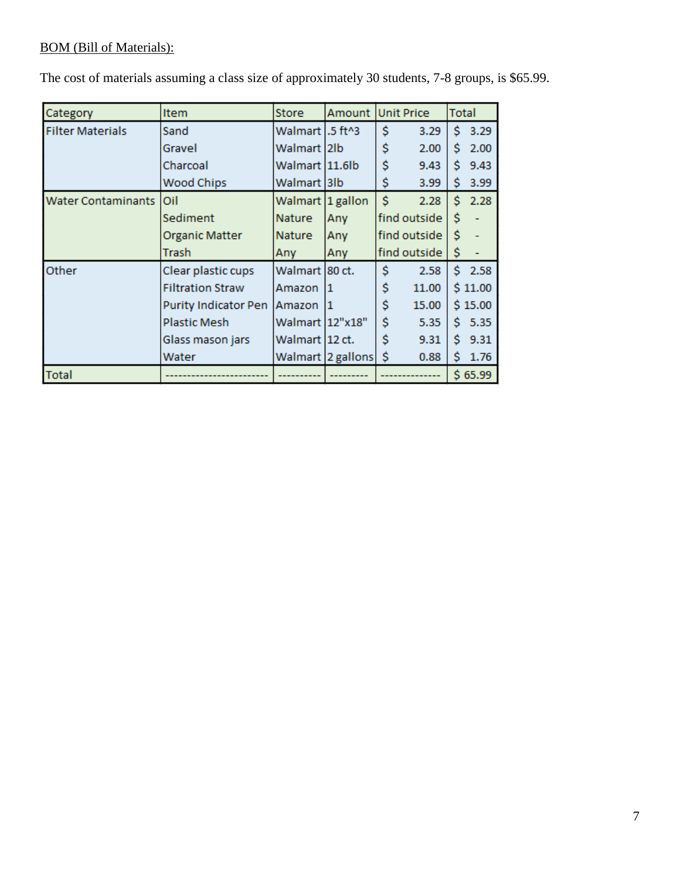<u>BOM (Bill of Materials):</u>

The cost of materials assuming a class size of approximately 30 students, 7-8 groups, is $65.99.

| Category | Item | Store | Amount | Unit Price | Total |
|---|---|---|---|---|---|
| Filter Materials | Sand | Walmart | .5 ft^3 | $ 3.29 | $ 3.29 |
| | Gravel | Walmart | 2lb | $ 2.00 | $ 2.00 |
| | Charcoal | Walmart | 11.6lb | $ 9.43 | $ 9.43 |
| | Wood Chips | Walmart | 3lb | $ 3.99 | $ 3.99 |
| Water Contaminants | Oil | Walmart | 1 gallon | $ 2.28 | $ 2.28 |
| | Sediment | Nature | Any | find outside | $ - |
| | Organic Matter | Nature | Any | find outside | $ - |
| | Trash | Any | Any | find outside | $ - |
| Other | Clear plastic cups | Walmart | 80 ct. | $ 2.58 | $ 2.58 |
| | Filtration Straw | Amazon | 1 | $ 11.00 | $ 11.00 |
| | Purity Indicator Pen | Amazon | 1 | $ 15.00 | $ 15.00 |
| | Plastic Mesh | Walmart | 12"x18" | $ 5.35 | $ 5.35 |
| | Glass mason jars | Walmart | 12 ct. | $ 9.31 | $ 9.31 |
| | Water | Walmart | 2 gallons | $ 0.88 | $ 1.76 |
| Total | ------------------------ | ---------- | --------- | -------------- | $ 65.99 |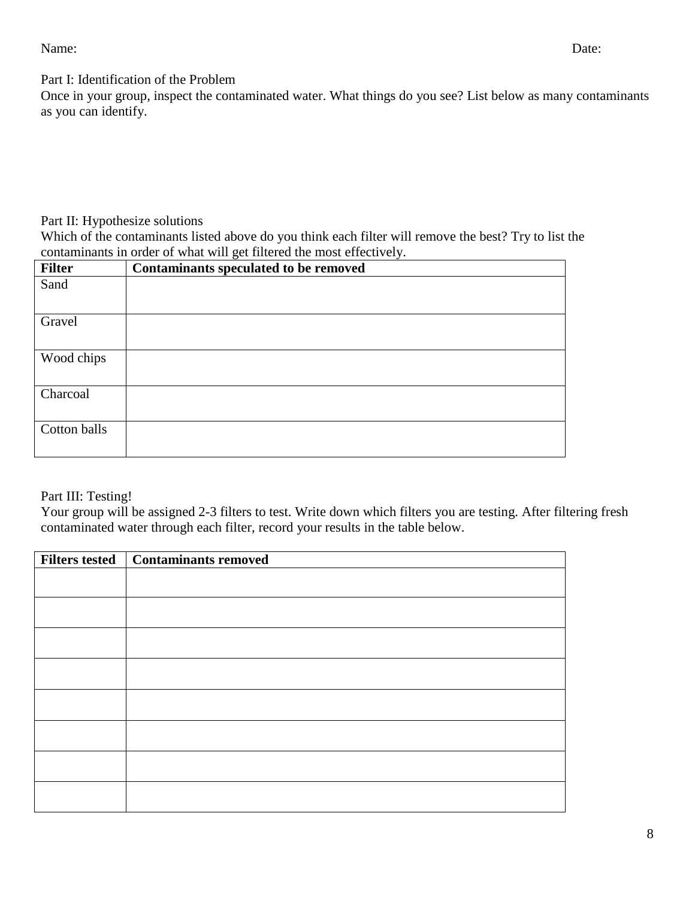Name: Date:

Part I: Identification of the Problem

Once in your group, inspect the contaminated water. What things do you see? List below as many contaminants as you can identify.

Part II: Hypothesize solutions

Which of the contaminants listed above do you think each filter will remove the best? Try to list the contaminants in order of what will get filtered the most effectively.

| **Filter** | **Contaminants speculated to be removed** |
| --- | --- |
| Sand | |
| Gravel | |
| Wood chips | |
| Charcoal | |
| Cotton balls | |

Part III: Testing!

Your group will be assigned 2-3 filters to test. Write down which filters you are testing. After filtering fresh contaminated water through each filter, record your results in the table below.

| **Filters tested** | **Contaminants removed** |
| --- | --- |
| | |
| | |
| | |
| | |
| | |
| | |
| | |
| | |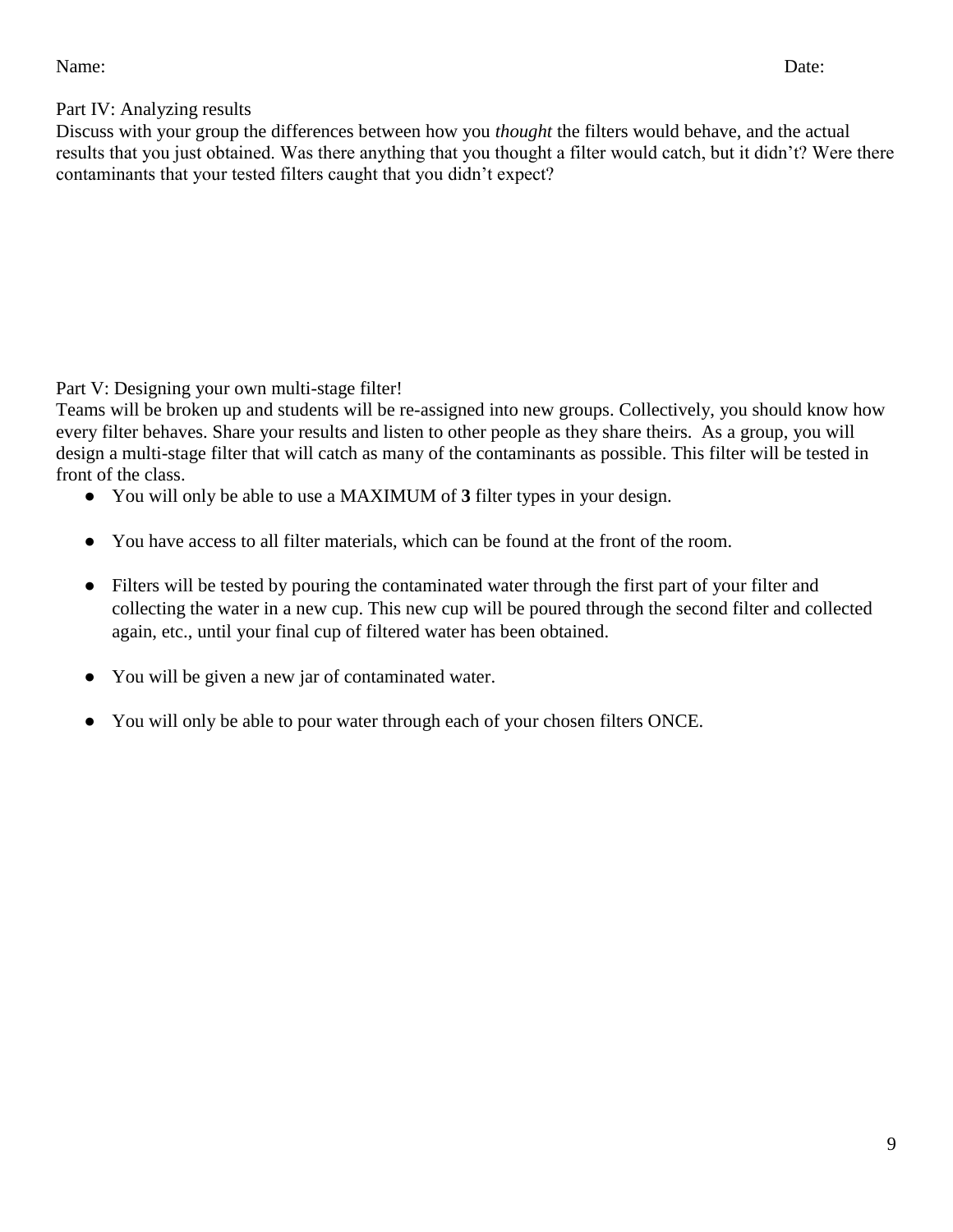Name: Date:

Part IV: Analyzing results

Discuss with your group the differences between how you *thought* the filters would behave, and the actual results that you just obtained. Was there anything that you thought a filter would catch, but it didn't? Were there contaminants that your tested filters caught that you didn't expect?

Part V: Designing your own multi-stage filter!

Teams will be broken up and students will be re-assigned into new groups. Collectively, you should know how every filter behaves. Share your results and listen to other people as they share theirs. As a group, you will design a multi-stage filter that will catch as many of the contaminants as possible. This filter will be tested in front of the class.

- You will only be able to use a MAXIMUM of **3** filter types in your design.
- You have access to all filter materials, which can be found at the front of the room.
- Filters will be tested by pouring the contaminated water through the first part of your filter and collecting the water in a new cup. This new cup will be poured through the second filter and collected again, etc., until your final cup of filtered water has been obtained.
- You will be given a new jar of contaminated water.
- You will only be able to pour water through each of your chosen filters ONCE.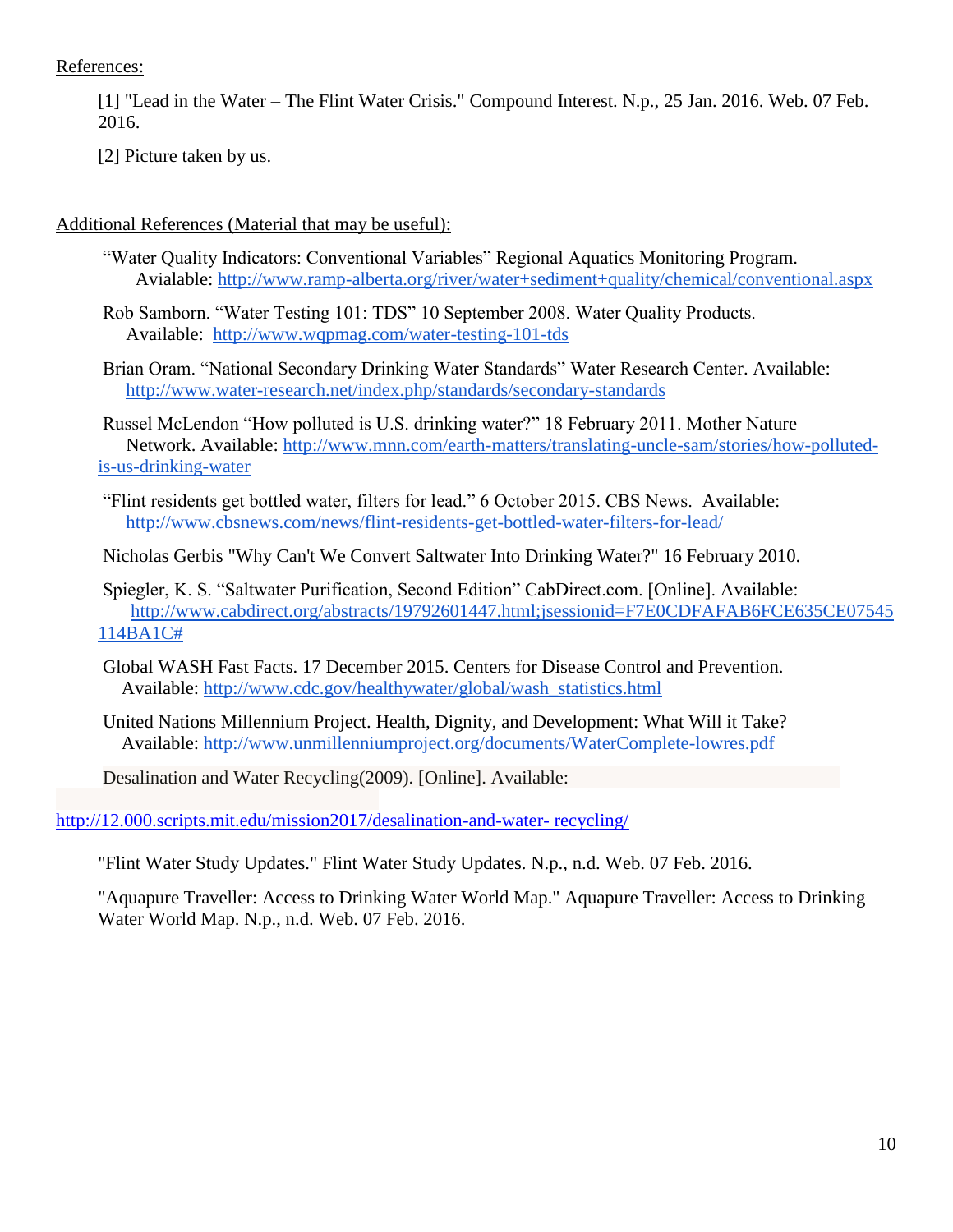References:

[1] "Lead in the Water – The Flint Water Crisis." Compound Interest. N.p., 25 Jan. 2016. Web. 07 Feb. 2016.

[2] Picture taken by us.

Additional References (Material that may be useful):

"Water Quality Indicators: Conventional Variables" Regional Aquatics Monitoring Program. Available: http://www.ramp-alberta.org/river/water+sediment+quality/chemical/conventional.aspx

Rob Samborn. "Water Testing 101: TDS" 10 September 2008. Water Quality Products. Available: http://www.wqpmag.com/water-testing-101-tds

Brian Oram. "National Secondary Drinking Water Standards" Water Research Center. Available: http://www.water-research.net/index.php/standards/secondary-standards

Russel McLendon "How polluted is U.S. drinking water?" 18 February 2011. Mother Nature Network. Available: http://www.mnn.com/earth-matters/translating-uncle-sam/stories/how-polluted-is-us-drinking-water

"Flint residents get bottled water, filters for lead." 6 October 2015. CBS News. Available: http://www.cbsnews.com/news/flint-residents-get-bottled-water-filters-for-lead/

Nicholas Gerbis "Why Can't We Convert Saltwater Into Drinking Water?" 16 February 2010.

Spiegler, K. S. "Saltwater Purification, Second Edition" CabDirect.com. [Online]. Available: http://www.cabdirect.org/abstracts/19792601447.html;jsessionid=F7E0CDFAFAB6FCE635CE07545114BA1C#

Global WASH Fast Facts. 17 December 2015. Centers for Disease Control and Prevention. Available: http://www.cdc.gov/healthywater/global/wash_statistics.html

United Nations Millennium Project. Health, Dignity, and Development: What Will it Take? Available: http://www.unmillenniumproject.org/documents/WaterComplete-lowres.pdf

Desalination and Water Recycling(2009). [Online]. Available:

http://12.000.scripts.mit.edu/mission2017/desalination-and-water- recycling/

"Flint Water Study Updates." Flint Water Study Updates. N.p., n.d. Web. 07 Feb. 2016.

"Aquapure Traveller: Access to Drinking Water World Map." Aquapure Traveller: Access to Drinking Water World Map. N.p., n.d. Web. 07 Feb. 2016.